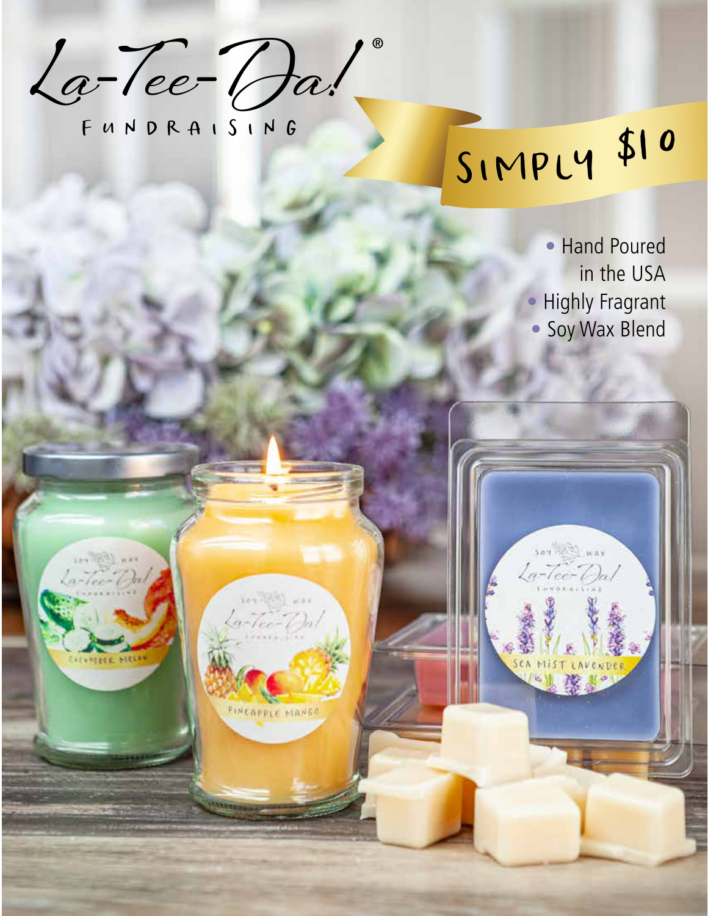# La-Tee-Da!®

FUNDRAISING

## SIMPLY $10

- Hand Poured in the USA
- Highly Fragrant
- Soy Wax Blend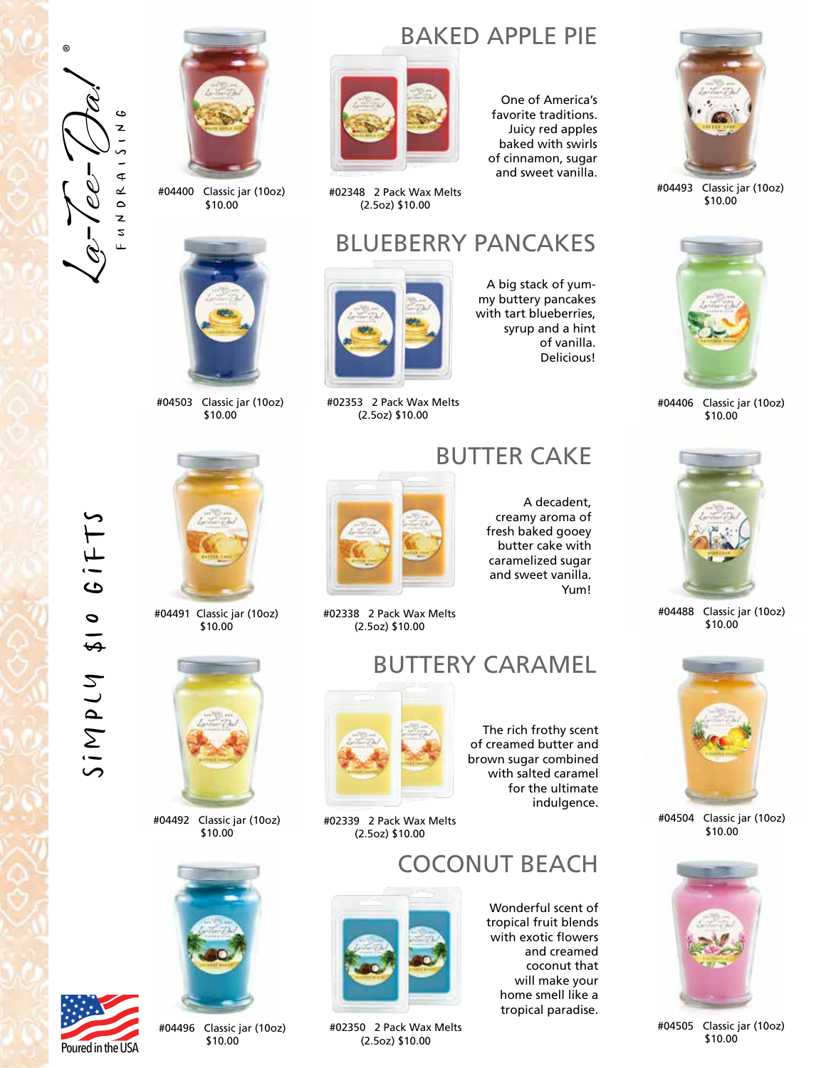La-Tee-Da!® Fundraising

Simply $10 Gifts

## BAKED APPLE PIE

One of America's favorite traditions. Juicy red apples baked with swirls of cinnamon, sugar and sweet vanilla.

#04400 Classic jar (10oz) $10.00

#02348 2 Pack Wax Melts (2.5oz) $10.00

#04493 Classic jar (10oz) $10.00

## BLUEBERRY PANCAKES

A big stack of yummy buttery pancakes with tart blueberries, syrup and a hint of vanilla. Delicious!

#04503 Classic jar (10oz) $10.00

#02353 2 Pack Wax Melts (2.5oz) $10.00

#04406 Classic jar (10oz) $10.00

## BUTTER CAKE

A decadent, creamy aroma of fresh baked gooey butter cake with caramelized sugar and sweet vanilla. Yum!

#04491 Classic jar (10oz) $10.00

#02338 2 Pack Wax Melts (2.5oz) $10.00

#04488 Classic jar (10oz) $10.00

## BUTTERY CARAMEL

The rich frothy scent of creamed butter and brown sugar combined with salted caramel for the ultimate indulgence.

#04492 Classic jar (10oz) $10.00

#02339 2 Pack Wax Melts (2.5oz) $10.00

#04504 Classic jar (10oz) $10.00

## COCONUT BEACH

Wonderful scent of tropical fruit blends with exotic flowers and creamed coconut that will make your home smell like a tropical paradise.

#04496 Classic jar (10oz) $10.00

#02350 2 Pack Wax Melts (2.5oz) $10.00

#04505 Classic jar (10oz) $10.00

Poured in the USA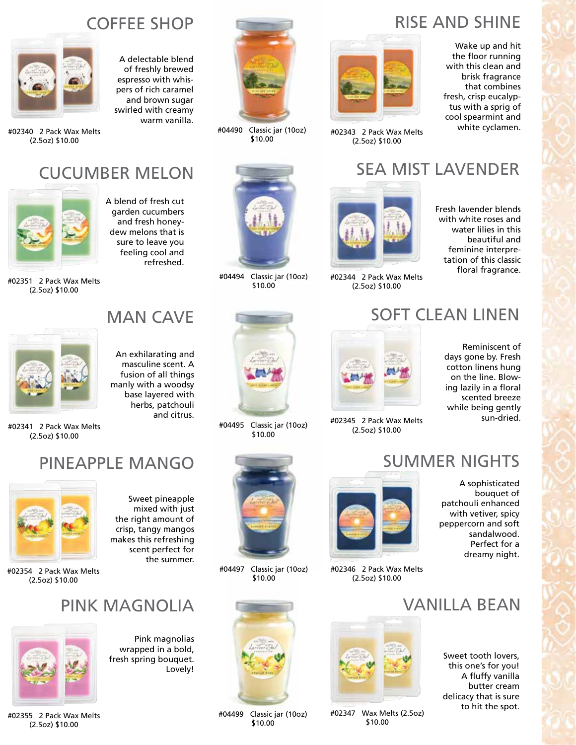## COFFEE SHOP

A delectable blend of freshly brewed espresso with whispers of rich caramel and brown sugar swirled with creamy warm vanilla.

#02340 2 Pack Wax Melts (2.5oz) $10.00

#04490 Classic jar (10oz) $10.00

## RISE AND SHINE

Wake up and hit the floor running with this clean and brisk fragrance that combines fresh, crisp eucalyptus with a sprig of cool spearmint and white cyclamen.

#02343 2 Pack Wax Melts (2.5oz) $10.00

## CUCUMBER MELON

A blend of fresh cut garden cucumbers and fresh honeydew melons that is sure to leave you feeling cool and refreshed.

#02351 2 Pack Wax Melts (2.5oz) $10.00

#04494 Classic jar (10oz) $10.00

## SEA MIST LAVENDER

Fresh lavender blends with white roses and water lilies in this beautiful and feminine interpretation of this classic floral fragrance.

#02344 2 Pack Wax Melts (2.5oz) $10.00

## MAN CAVE

An exhilarating and masculine scent. A fusion of all things manly with a woodsy base layered with herbs, patchouli and citrus.

#02341 2 Pack Wax Melts (2.5oz) $10.00

#04495 Classic jar (10oz) $10.00

## SOFT CLEAN LINEN

Reminiscent of days gone by. Fresh cotton linens hung on the line. Blowing lazily in a floral scented breeze while being gently sun-dried.

#02345 2 Pack Wax Melts (2.5oz) $10.00

## PINEAPPLE MANGO

Sweet pineapple mixed with just the right amount of crisp, tangy mangos makes this refreshing scent perfect for the summer.

#02354 2 Pack Wax Melts (2.5oz) $10.00

#04497 Classic jar (10oz) $10.00

## SUMMER NIGHTS

A sophisticated bouquet of patchouli enhanced with vetiver, spicy peppercorn and soft sandalwood. Perfect for a dreamy night.

#02346 2 Pack Wax Melts (2.5oz) $10.00

## PINK MAGNOLIA

Pink magnolias wrapped in a bold, fresh spring bouquet. Lovely!

#02355 2 Pack Wax Melts (2.5oz) $10.00

#04499 Classic jar (10oz) $10.00

## VANILLA BEAN

Sweet tooth lovers, this one's for you! A fluffy vanilla butter cream delicacy that is sure to hit the spot.

#02347 Wax Melts (2.5oz) $10.00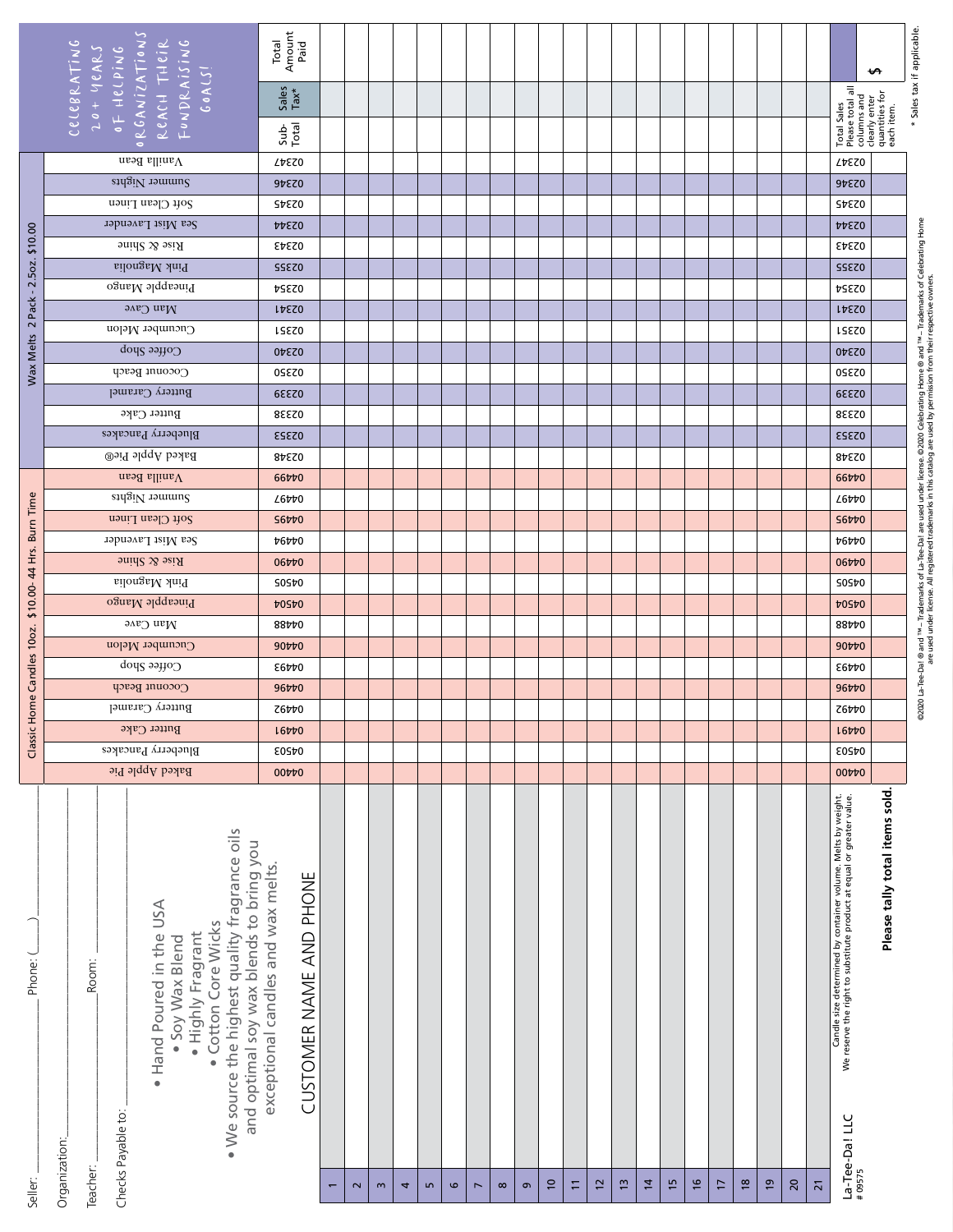Seller: ______________ Phone: (____) ______________

Organization: ______________

Teacher: ______________ Room: ______

Checks Payable to: ______________

- Hand Poured in the USA
  - Soy Wax Blend
  - Highly Fragrant
  - Cotton Core Wicks
- We source the highest quality fragrance oils and optimal soy wax blends to bring you exceptional candles and wax melts.

CELEBRATING 20+ YEARS OF HELPING ORGANIZATIONS REACH THEIR FUNDRAISING GOALS!

| | Classic Home Candles 10oz. $10.00- 44 Hrs. Burn Time | | | | | | | | | | | | | | | Wax Melts 2 Pack - 2.5oz. $10.00 | | | | | | | | | | | | | | | | | |
|---|---|---|---|---|---|---|---|---|---|---|---|---|---|---|---|---|---|---|---|---|---|---|---|---|---|---|---|---|---|---|---|---|---|
| | Baked Apple Pie | Blueberry Pancakes | Butter Cake | Buttery Caramel | Coconut Beach | Coffee Shop | Cucumber Melon | Man Cave | Pineapple Mango | Pink Magnolia | Rise & Shine | Sea Mist Lavender | Soft Clean Linen | Summer Nights | Vanilla Bean | Baked Apple Pie® | Blueberry Pancakes | Butter Cake | Buttery Caramel | Coconut Beach | Coffee Shop | Cucumber Melon | Man Cave | Pineapple Mango | Pink Magnolia | Rise & Shine | Sea Mist Lavender | Soft Clean Linen | Summer Nights | Vanilla Bean | | | |
| CUSTOMER NAME AND PHONE | 04400 | 04503 | 04491 | 04492 | 04496 | 04493 | 04406 | 04488 | 04504 | 04505 | 04490 | 04494 | 04495 | 04497 | 04499 | 02348 | 02353 | 02338 | 02339 | 02350 | 02340 | 02351 | 02341 | 02354 | 02355 | 02343 | 02344 | 02345 | 02346 | 02347 | Sub-Total | Sales Tax* | Total Amount Paid |
| 1 | | | | | | | | | | | | | | | | | | | | | | | | | | | | | | | | | |
| 2 | | | | | | | | | | | | | | | | | | | | | | | | | | | | | | | | | |
| 3 | | | | | | | | | | | | | | | | | | | | | | | | | | | | | | | | | |
| 4 | | | | | | | | | | | | | | | | | | | | | | | | | | | | | | | | | |
| 5 | | | | | | | | | | | | | | | | | | | | | | | | | | | | | | | | | |
| 6 | | | | | | | | | | | | | | | | | | | | | | | | | | | | | | | | | |
| 7 | | | | | | | | | | | | | | | | | | | | | | | | | | | | | | | | | |
| 8 | | | | | | | | | | | | | | | | | | | | | | | | | | | | | | | | | |
| 9 | | | | | | | | | | | | | | | | | | | | | | | | | | | | | | | | | |
| 10 | | | | | | | | | | | | | | | | | | | | | | | | | | | | | | | | | |
| 11 | | | | | | | | | | | | | | | | | | | | | | | | | | | | | | | | | |
| 12 | | | | | | | | | | | | | | | | | | | | | | | | | | | | | | | | | |
| 13 | | | | | | | | | | | | | | | | | | | | | | | | | | | | | | | | | |
| 14 | | | | | | | | | | | | | | | | | | | | | | | | | | | | | | | | | |
| 15 | | | | | | | | | | | | | | | | | | | | | | | | | | | | | | | | | |
| 16 | | | | | | | | | | | | | | | | | | | | | | | | | | | | | | | | | |
| 17 | | | | | | | | | | | | | | | | | | | | | | | | | | | | | | | | | |
| 18 | | | | | | | | | | | | | | | | | | | | | | | | | | | | | | | | | |
| 19 | | | | | | | | | | | | | | | | | | | | | | | | | | | | | | | | | |
| 20 | | | | | | | | | | | | | | | | | | | | | | | | | | | | | | | | | |
| 21 | | | | | | | | | | | | | | | | | | | | | | | | | | | | | | | | | |
| Candle size determined by container volume. Melts by weight. We reserve the right to substitute product at equal or greater value. | 04400 | 04503 | 04491 | 04492 | 04496 | 04493 | 04406 | 04488 | 04504 | 04505 | 04490 | 04494 | 04495 | 04497 | 04499 | 02348 | 02353 | 02338 | 02339 | 02350 | 02340 | 02351 | 02341 | 02354 | 02355 | 02343 | 02344 | 02345 | 02346 | 02347 | Total Sales Please total all columns and clearly enter quantities for each item. | | $ |
| **Please tally total items sold.** | | | | | | | | | | | | | | | | | | | | | | | | | | | | | | | | | |

La-Tee-Da! LLC
# 09575

* Sales tax if applicable.

©2020 La-Tee-Da!® and ™ - Trademarks of La-Tee-Da! are used under license. ©2020 Celebrating Home® and ™ - Trademarks of Celebrating Home are used under license. All registered trademarks in this catalog are used by permission from their respective owners.